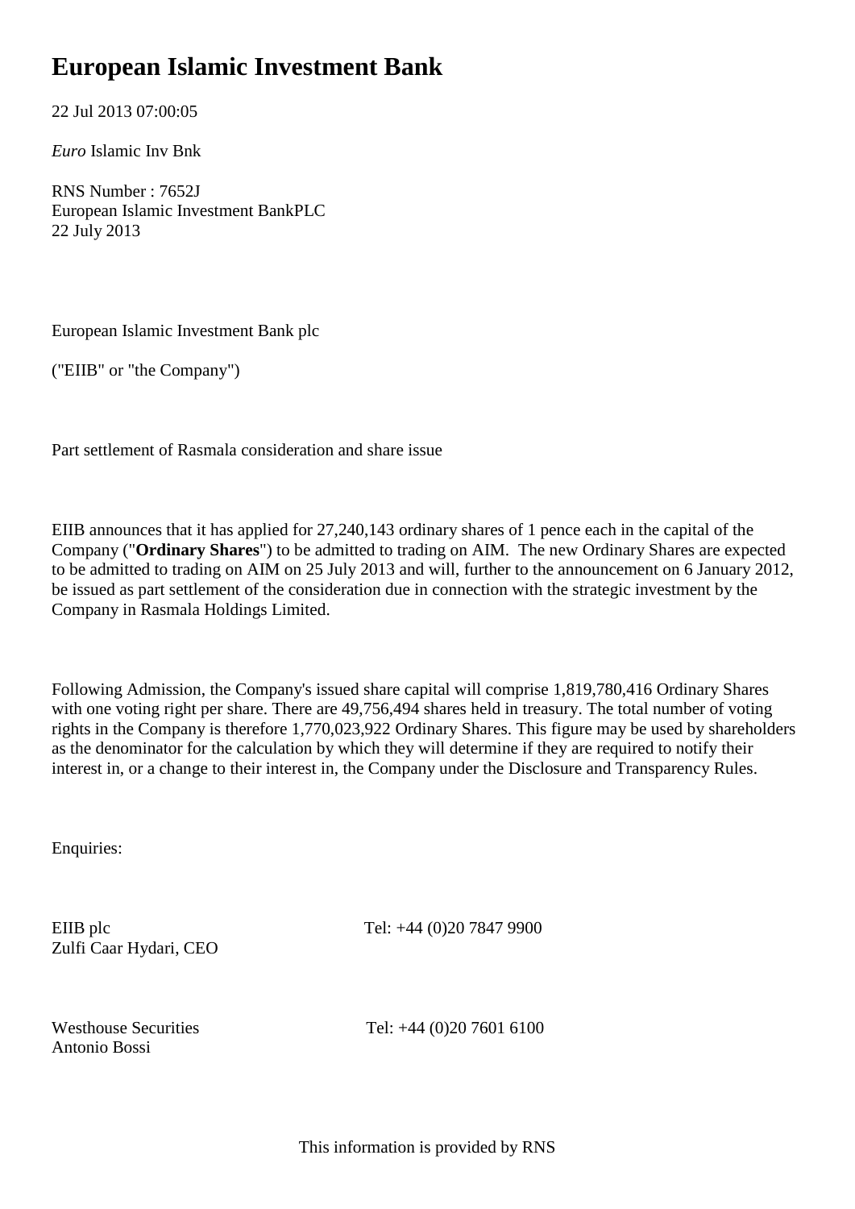# European Islamic Investment Bank

22 Jul 2013 07:00:05

*Euro* Islamic Inv Bnk

RNS Number : 7652J
European Islamic Investment BankPLC
22 July 2013

European Islamic Investment Bank plc

("EIIB" or "the Company")

Part settlement of Rasmala consideration and share issue

EIIB announces that it has applied for 27,240,143 ordinary shares of 1 pence each in the capital of the Company ("**Ordinary Shares**") to be admitted to trading on AIM. The new Ordinary Shares are expected to be admitted to trading on AIM on 25 July 2013 and will, further to the announcement on 6 January 2012, be issued as part settlement of the consideration due in connection with the strategic investment by the Company in Rasmala Holdings Limited.

Following Admission, the Company's issued share capital will comprise 1,819,780,416 Ordinary Shares with one voting right per share. There are 49,756,494 shares held in treasury. The total number of voting rights in the Company is therefore 1,770,023,922 Ordinary Shares. This figure may be used by shareholders as the denominator for the calculation by which they will determine if they are required to notify their interest in, or a change to their interest in, the Company under the Disclosure and Transparency Rules.

Enquiries:

EIIB plc
Zulfi Caar Hydari, CEO
Tel: +44 (0)20 7847 9900

Westhouse Securities
Antonio Bossi
Tel: +44 (0)20 7601 6100

This information is provided by RNS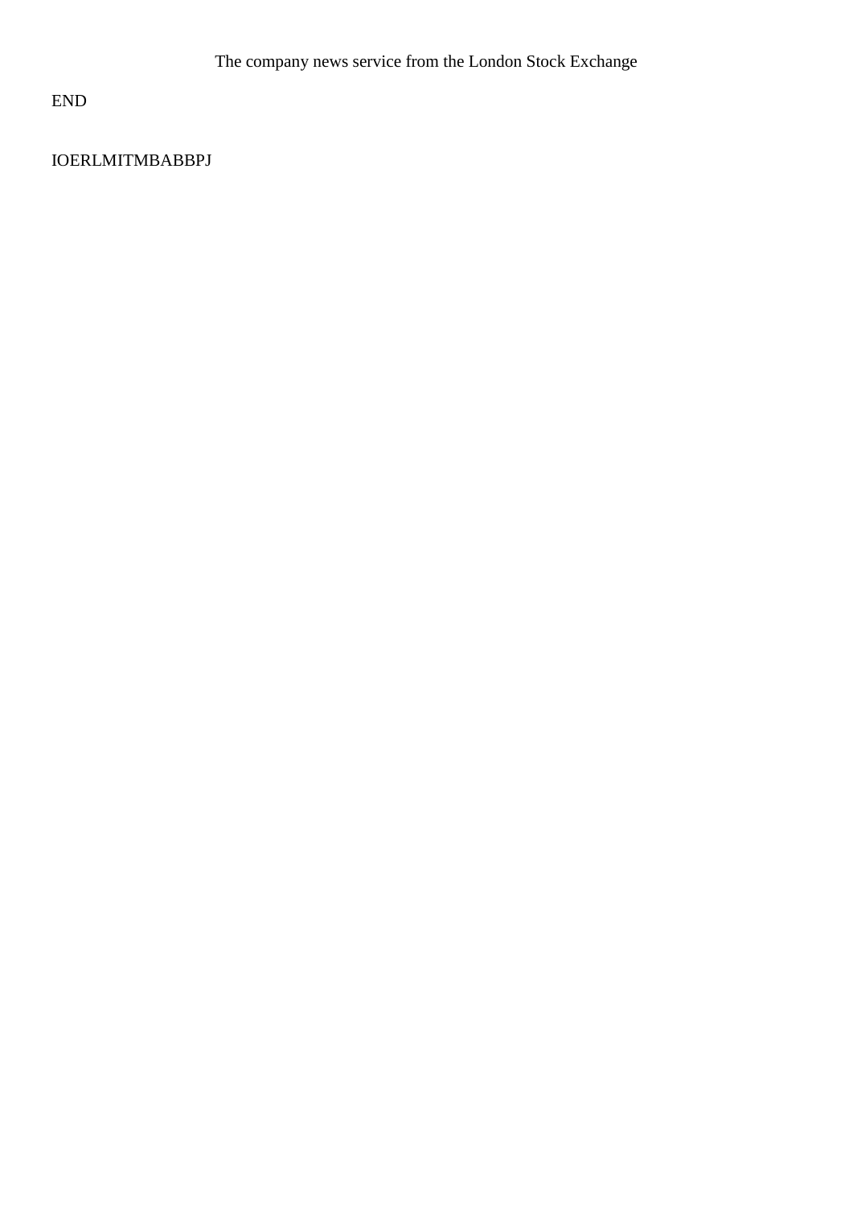The company news service from the London Stock Exchange

END

IOERLMITMBABBPJ